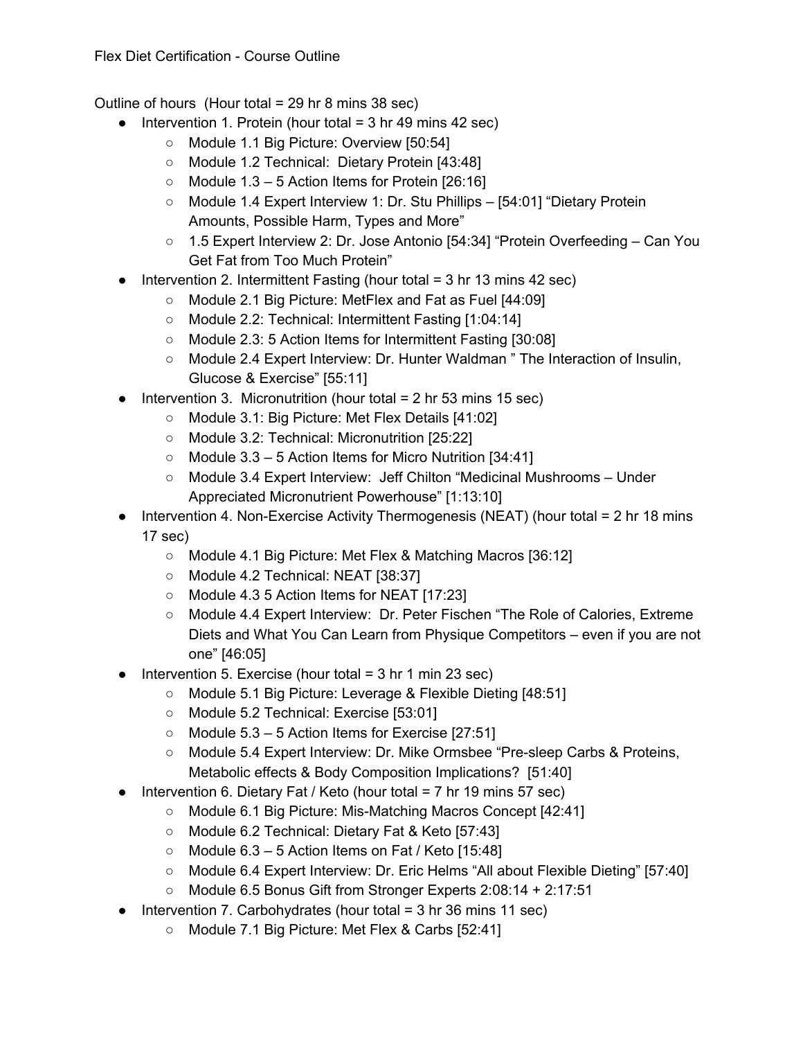Flex Diet Certification - Course Outline

Outline of hours (Hour total = 29 hr 8 mins 38 sec)

- Intervention 1. Protein (hour total = 3 hr 49 mins 42 sec)
  - Module 1.1 Big Picture: Overview [50:54]
  - Module 1.2 Technical: Dietary Protein [43:48]
  - Module 1.3 – 5 Action Items for Protein [26:16]
  - Module 1.4 Expert Interview 1: Dr. Stu Phillips – [54:01] "Dietary Protein Amounts, Possible Harm, Types and More"
  - 1.5 Expert Interview 2: Dr. Jose Antonio [54:34] "Protein Overfeeding – Can You Get Fat from Too Much Protein"
- Intervention 2. Intermittent Fasting (hour total = 3 hr 13 mins 42 sec)
  - Module 2.1 Big Picture: MetFlex and Fat as Fuel [44:09]
  - Module 2.2: Technical: Intermittent Fasting [1:04:14]
  - Module 2.3: 5 Action Items for Intermittent Fasting [30:08]
  - Module 2.4 Expert Interview: Dr. Hunter Waldman " The Interaction of Insulin, Glucose & Exercise" [55:11]
- Intervention 3. Micronutrition (hour total = 2 hr 53 mins 15 sec)
  - Module 3.1: Big Picture: Met Flex Details [41:02]
  - Module 3.2: Technical: Micronutrition [25:22]
  - Module 3.3 – 5 Action Items for Micro Nutrition [34:41]
  - Module 3.4 Expert Interview: Jeff Chilton "Medicinal Mushrooms – Under Appreciated Micronutrient Powerhouse" [1:13:10]
- Intervention 4. Non-Exercise Activity Thermogenesis (NEAT) (hour total = 2 hr 18 mins 17 sec)
  - Module 4.1 Big Picture: Met Flex & Matching Macros [36:12]
  - Module 4.2 Technical: NEAT [38:37]
  - Module 4.3 5 Action Items for NEAT [17:23]
  - Module 4.4 Expert Interview: Dr. Peter Fischen "The Role of Calories, Extreme Diets and What You Can Learn from Physique Competitors – even if you are not one" [46:05]
- Intervention 5. Exercise (hour total = 3 hr 1 min 23 sec)
  - Module 5.1 Big Picture: Leverage & Flexible Dieting [48:51]
  - Module 5.2 Technical: Exercise [53:01]
  - Module 5.3 – 5 Action Items for Exercise [27:51]
  - Module 5.4 Expert Interview: Dr. Mike Ormsbee "Pre-sleep Carbs & Proteins, Metabolic effects & Body Composition Implications? [51:40]
- Intervention 6. Dietary Fat / Keto (hour total = 7 hr 19 mins 57 sec)
  - Module 6.1 Big Picture: Mis-Matching Macros Concept [42:41]
  - Module 6.2 Technical: Dietary Fat & Keto [57:43]
  - Module 6.3 – 5 Action Items on Fat / Keto [15:48]
  - Module 6.4 Expert Interview: Dr. Eric Helms "All about Flexible Dieting" [57:40]
  - Module 6.5 Bonus Gift from Stronger Experts 2:08:14 + 2:17:51
- Intervention 7. Carbohydrates (hour total = 3 hr 36 mins 11 sec)
  - Module 7.1 Big Picture: Met Flex & Carbs [52:41]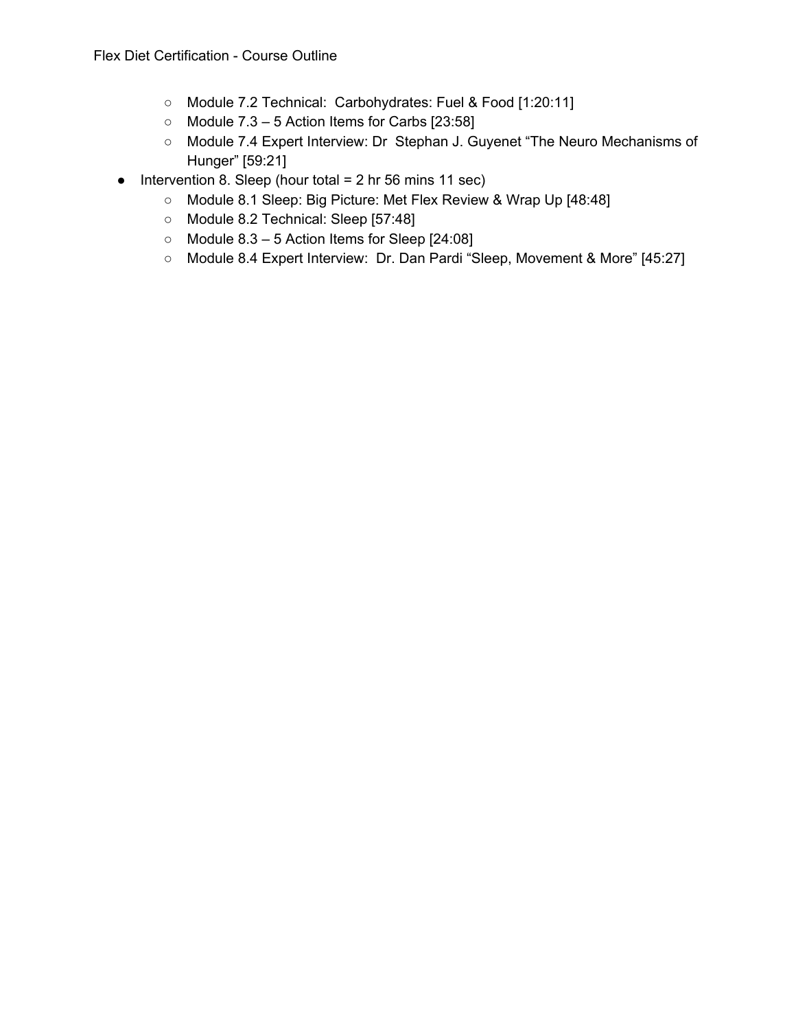- Module 7.2 Technical:  Carbohydrates: Fuel & Food [1:20:11]
    - Module 7.3 – 5 Action Items for Carbs [23:58]
    - Module 7.4 Expert Interview: Dr  Stephan J. Guyenet "The Neuro Mechanisms of Hunger" [59:21]
- Intervention 8. Sleep (hour total = 2 hr 56 mins 11 sec)
    - Module 8.1 Sleep: Big Picture: Met Flex Review & Wrap Up [48:48]
    - Module 8.2 Technical: Sleep [57:48]
    - Module 8.3 – 5 Action Items for Sleep [24:08]
    - Module 8.4 Expert Interview:  Dr. Dan Pardi "Sleep, Movement & More" [45:27]